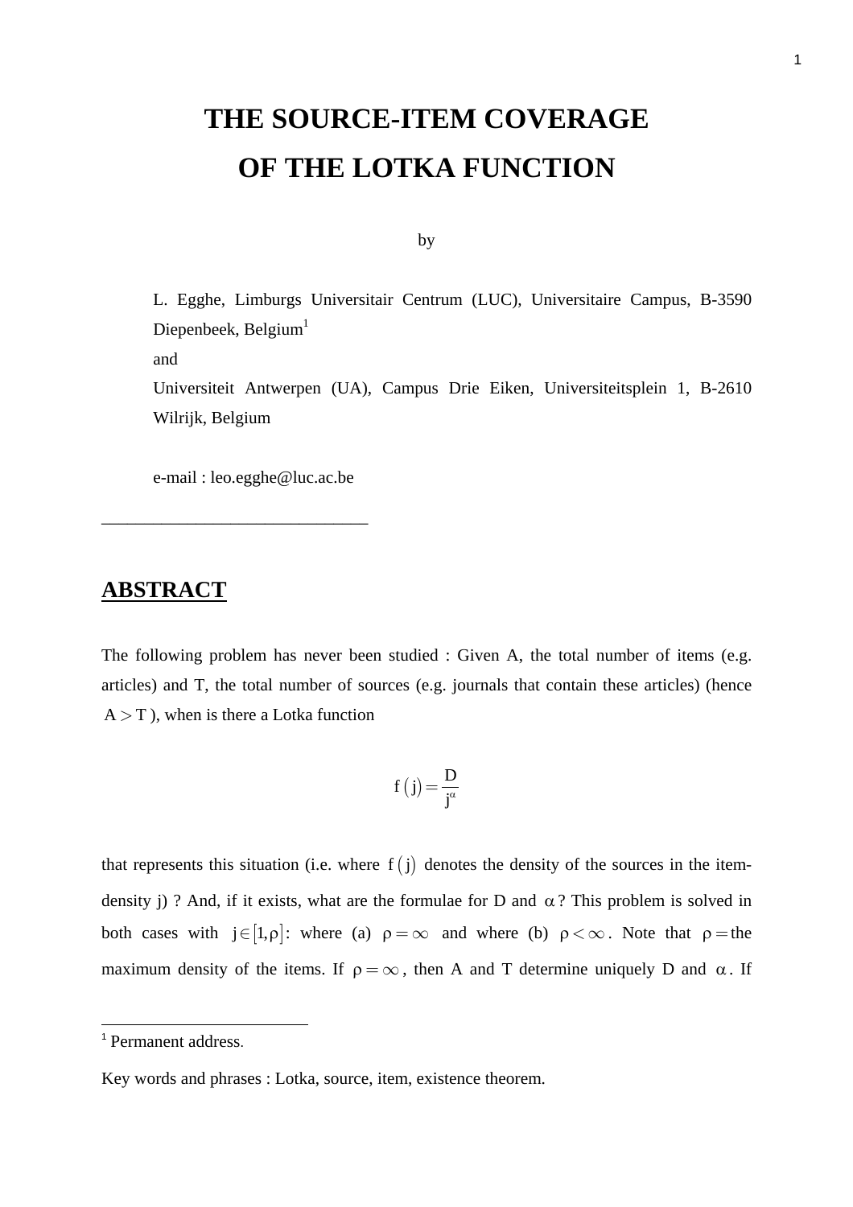# THE SOURCE-ITEM COVERAGE OF THE LOTKA FUNCTION

by

L. Egghe, Limburgs Universitair Centrum (LUC), Universitaire Campus, B-3590 Diepenbeek, Belgium[1]

and

Universiteit Antwerpen (UA), Campus Drie Eiken, Universiteitsplein 1, B-2610 Wilrijk, Belgium

e-mail : leo.egghe@luc.ac.be

---

## ABSTRACT

The following problem has never been studied : Given A, the total number of items (e.g. articles) and T, the total number of sources (e.g. journals that contain these articles) (hence $A > T$), when is there a Lotka function

$$f(j) = \frac{D}{j^{\alpha}}$$

that represents this situation (i.e. where $f(j)$ denotes the density of the sources in the item-density j) ? And, if it exists, what are the formulae for D and $\alpha$ ? This problem is solved in both cases with $j \in [1, \rho]$: where (a) $\rho = \infty$ and where (b) $\rho < \infty$. Note that $\rho =$ the maximum density of the items. If $\rho = \infty$, then A and T determine uniquely D and $\alpha$. If

[1] Permanent address.

Key words and phrases : Lotka, source, item, existence theorem.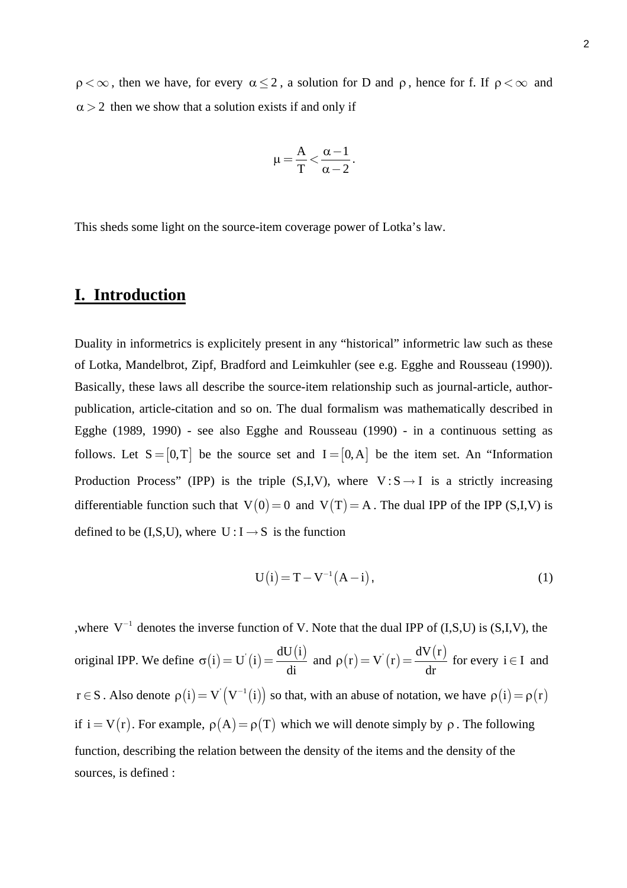$\rho < \infty$, then we have, for every $\alpha \leq 2$, a solution for D and $\rho$, hence for f. If $\rho < \infty$ and $\alpha > 2$ then we show that a solution exists if and only if

$$\mu = \frac{A}{T} < \frac{\alpha - 1}{\alpha - 2}.$$

This sheds some light on the source-item coverage power of Lotka's law.

# I. Introduction

Duality in informetrics is explicitely present in any "historical" informetric law such as these of Lotka, Mandelbrot, Zipf, Bradford and Leimkuhler (see e.g. Egghe and Rousseau (1990)). Basically, these laws all describe the source-item relationship such as journal-article, author-publication, article-citation and so on. The dual formalism was mathematically described in Egghe (1989, 1990) - see also Egghe and Rousseau (1990) - in a continuous setting as follows. Let $S = [0, T]$ be the source set and $I = [0, A]$ be the item set. An "Information Production Process" (IPP) is the triple (S,I,V), where $V : S \rightarrow I$ is a strictly increasing differentiable function such that $V(0) = 0$ and $V(T) = A$. The dual IPP of the IPP (S,I,V) is defined to be (I,S,U), where $U : I \rightarrow S$ is the function

$$U(i) = T - V^{-1}(A - i), \tag{1}$$

,where $V^{-1}$ denotes the inverse function of V. Note that the dual IPP of (I,S,U) is (S,I,V), the original IPP. We define $\sigma(i) = U'(i) = \frac{dU(i)}{di}$ and $\rho(r) = V'(r) = \frac{dV(r)}{dr}$ for every $i \in I$ and $r \in S$. Also denote $\rho(i) = V'(V^{-1}(i))$ so that, with an abuse of notation, we have $\rho(i) = \rho(r)$ if $i = V(r)$. For example, $\rho(A) = \rho(T)$ which we will denote simply by $\rho$. The following function, describing the relation between the density of the items and the density of the sources, is defined :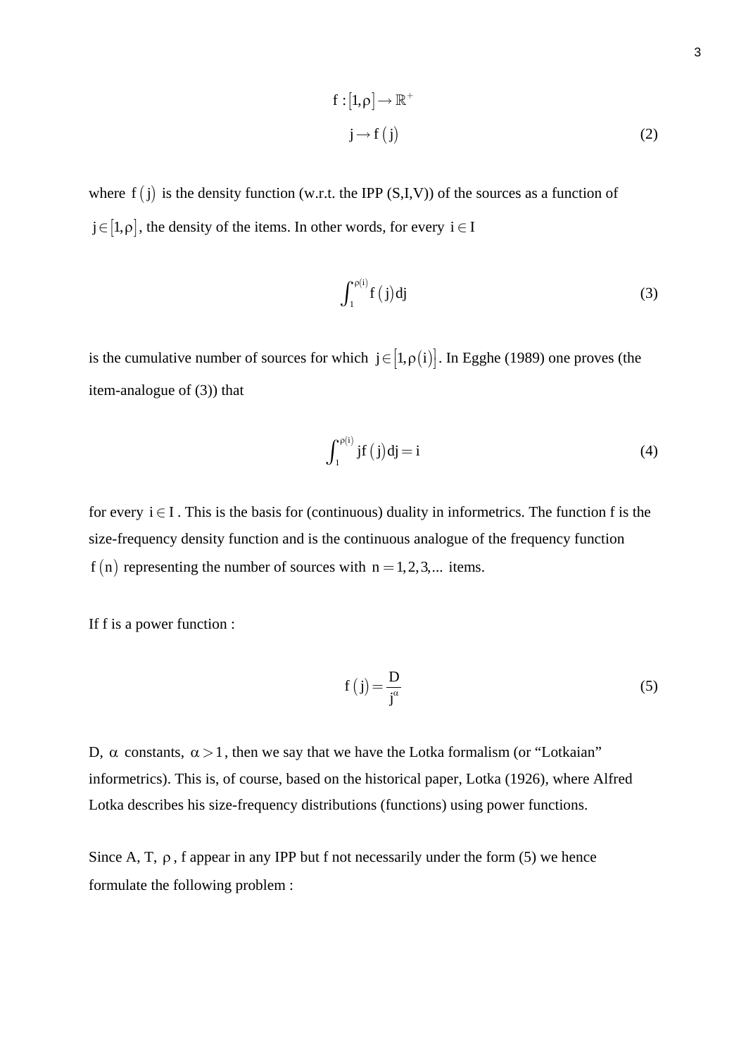$$
\begin{aligned}
f : [1, \rho] &\to \mathbb{R}^+ \\
j &\to f(j)
\end{aligned}
\tag{2}
$$

where $f(j)$ is the density function (w.r.t. the IPP (S,I,V)) of the sources as a function of $j \in [1, \rho]$, the density of the items. In other words, for every $i \in I$

$$
\int_1^{\rho(i)} f(j) \, dj \tag{3}
$$

is the cumulative number of sources for which $j \in [1, \rho(i)]$. In Egghe (1989) one proves (the item-analogue of (3)) that

$$
\int_1^{\rho(i)} j f(j) \, dj = i \tag{4}
$$

for every $i \in I$. This is the basis for (continuous) duality in informetrics. The function f is the size-frequency density function and is the continuous analogue of the frequency function $f(n)$ representing the number of sources with $n = 1, 2, 3, \ldots$ items.

If f is a power function :

$$
f(j) = \frac{D}{j^{\alpha}} \tag{5}
$$

D, $\alpha$ constants, $\alpha > 1$, then we say that we have the Lotka formalism (or "Lotkaian" informetrics). This is, of course, based on the historical paper, Lotka (1926), where Alfred Lotka describes his size-frequency distributions (functions) using power functions.

Since A, T, $\rho$, f appear in any IPP but f not necessarily under the form (5) we hence formulate the following problem :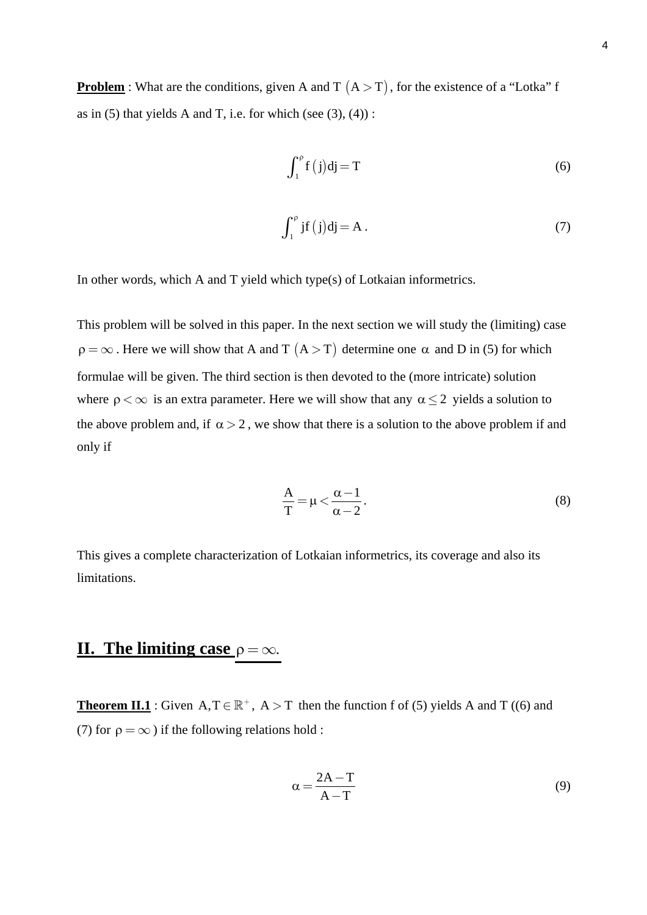**Problem** : What are the conditions, given A and T $(A > T)$, for the existence of a "Lotka" f as in (5) that yields A and T, i.e. for which (see (3), (4)) :

$$\int_1^\rho f(j)dj = T \tag{6}$$

$$\int_1^\rho jf(j)dj = A\,. \tag{7}$$

In other words, which A and T yield which type(s) of Lotkaian informetrics.

This problem will be solved in this paper. In the next section we will study the (limiting) case $\rho = \infty$. Here we will show that A and T $(A > T)$ determine one $\alpha$ and D in (5) for which formulae will be given. The third section is then devoted to the (more intricate) solution where $\rho < \infty$ is an extra parameter. Here we will show that any $\alpha \leq 2$ yields a solution to the above problem and, if $\alpha > 2$, we show that there is a solution to the above problem if and only if

$$\frac{A}{T} = \mu < \frac{\alpha - 1}{\alpha - 2}\,. \tag{8}$$

This gives a complete characterization of Lotkaian informetrics, its coverage and also its limitations.

## II. The limiting case $\rho = \infty$.

**Theorem II.1** : Given $A, T \in \mathbb{R}^+$, $A > T$ then the function f of (5) yields A and T ((6) and (7) for $\rho = \infty$) if the following relations hold :

$$\alpha = \frac{2A - T}{A - T} \tag{9}$$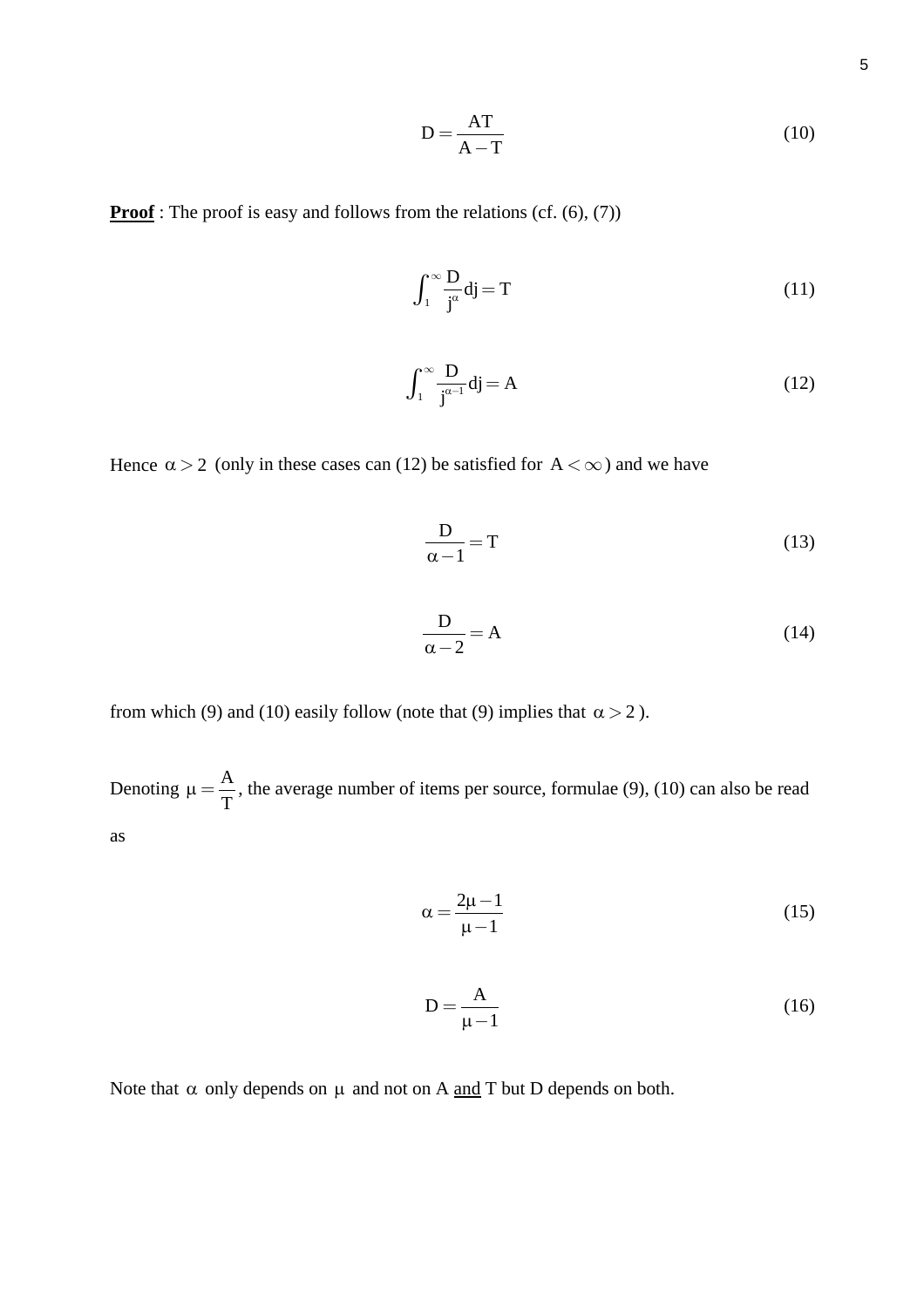$$D = \frac{AT}{A - T} \tag{10}$$

**<u>Proof</u>** : The proof is easy and follows from the relations (cf. (6), (7))

$$\int_1^{\infty} \frac{D}{j^{\alpha}} dj = T \tag{11}$$

$$\int_1^{\infty} \frac{D}{j^{\alpha-1}} dj = A \tag{12}$$

Hence $\alpha > 2$ (only in these cases can (12) be satisfied for $A < \infty$) and we have

$$\frac{D}{\alpha - 1} = T \tag{13}$$

$$\frac{D}{\alpha - 2} = A \tag{14}$$

from which (9) and (10) easily follow (note that (9) implies that $\alpha > 2$ ).

Denoting $\mu = \frac{A}{T}$, the average number of items per source, formulae (9), (10) can also be read as

$$\alpha = \frac{2\mu - 1}{\mu - 1} \tag{15}$$

$$D = \frac{A}{\mu - 1} \tag{16}$$

Note that $\alpha$ only depends on $\mu$ and not on A <u>and</u> T but D depends on both.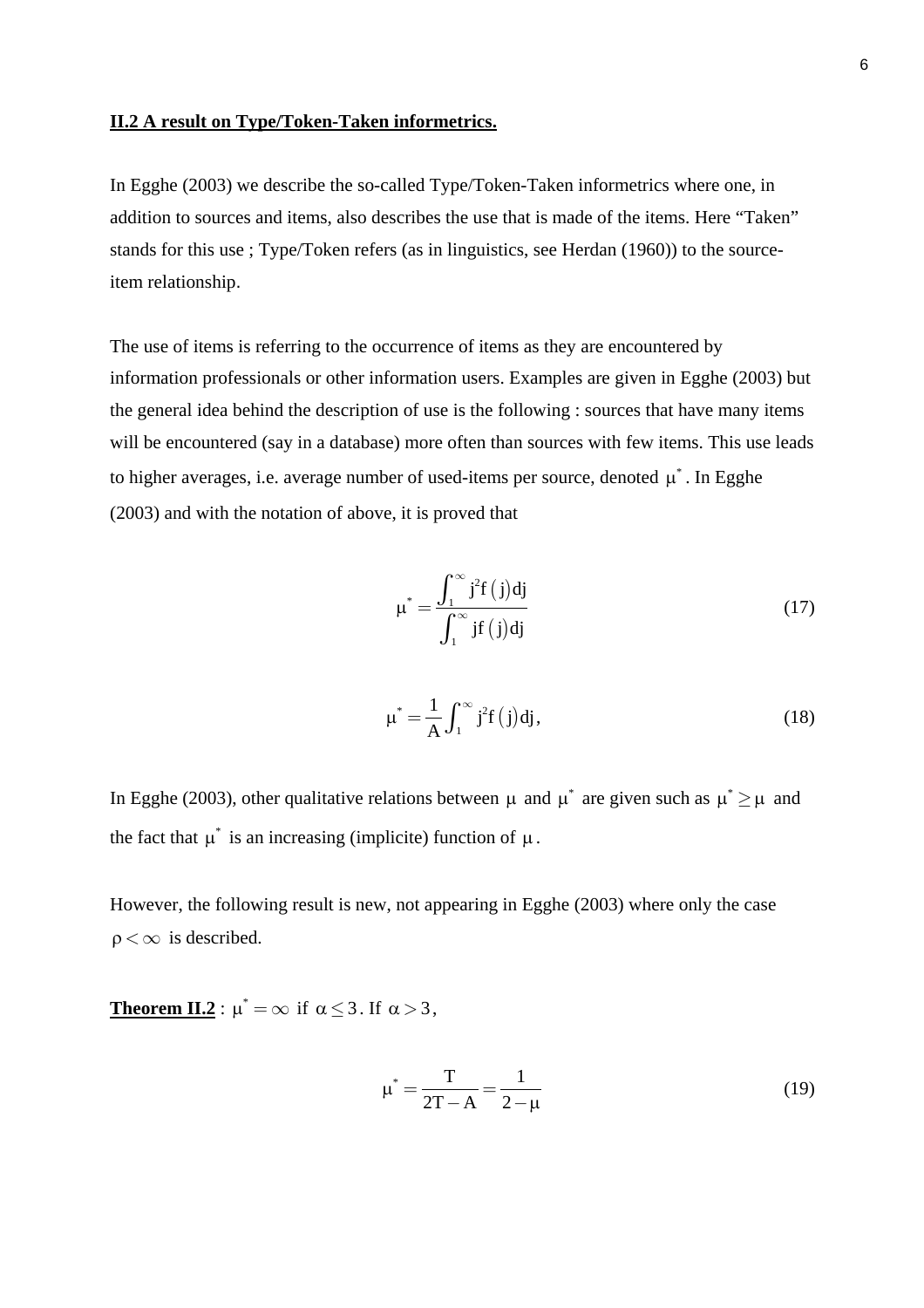## II.2 A result on Type/Token-Taken informetrics.

In Egghe (2003) we describe the so-called Type/Token-Taken informetrics where one, in addition to sources and items, also describes the use that is made of the items. Here "Taken" stands for this use ; Type/Token refers (as in linguistics, see Herdan (1960)) to the source-item relationship.

The use of items is referring to the occurrence of items as they are encountered by information professionals or other information users. Examples are given in Egghe (2003) but the general idea behind the description of use is the following : sources that have many items will be encountered (say in a database) more often than sources with few items. This use leads to higher averages, i.e. average number of used-items per source, denoted $\mu^*$. In Egghe (2003) and with the notation of above, it is proved that

$$\mu^* = \frac{\int_1^\infty j^2 f(j) dj}{\int_1^\infty j f(j) dj} \tag{17}$$

$$\mu^* = \frac{1}{A} \int_1^\infty j^2 f(j) dj, \tag{18}$$

In Egghe (2003), other qualitative relations between $\mu$ and $\mu^*$ are given such as $\mu^* \geq \mu$ and the fact that $\mu^*$ is an increasing (implicite) function of $\mu$.

However, the following result is new, not appearing in Egghe (2003) where only the case $\rho < \infty$ is described.

**Theorem II.2** : $\mu^* = \infty$ if $\alpha \leq 3$. If $\alpha > 3$,

$$\mu^* = \frac{T}{2T - A} = \frac{1}{2 - \mu} \tag{19}$$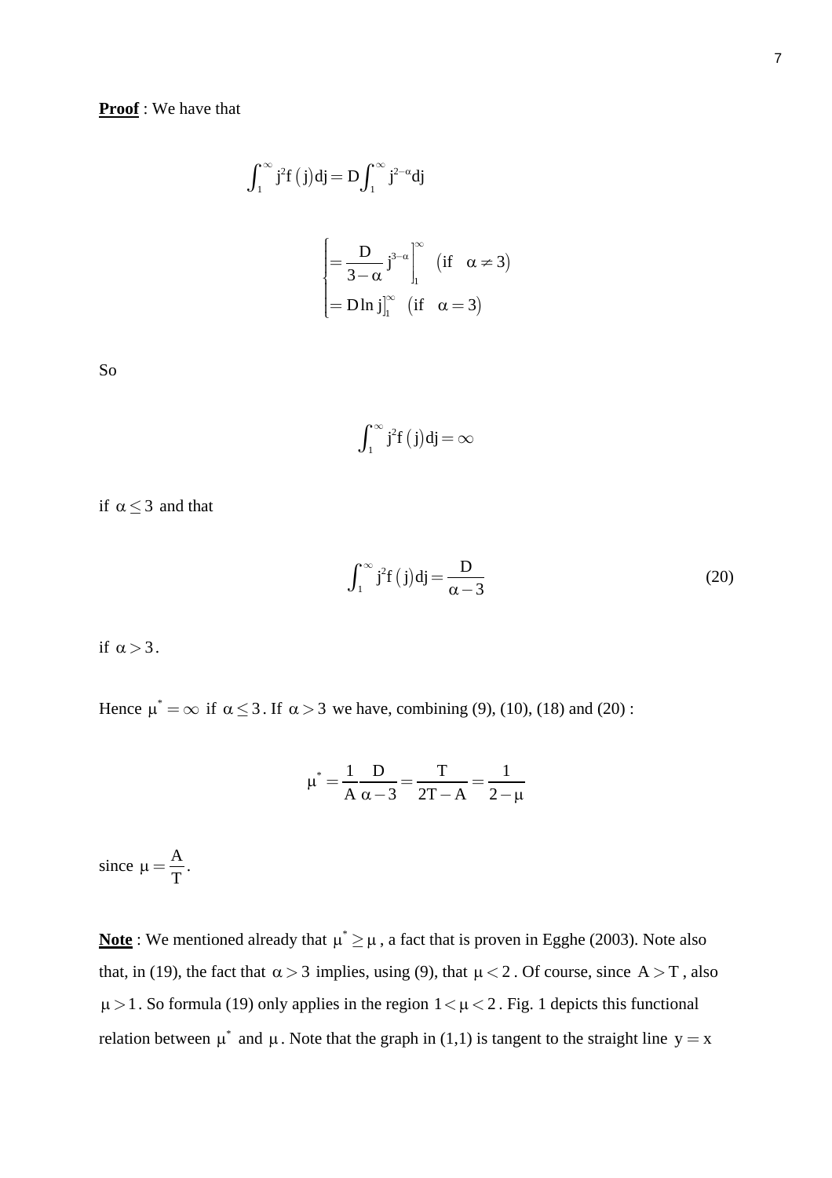**Proof** : We have that

$$\int_1^\infty j^2 f(j)\,dj = D\int_1^\infty j^{2-\alpha}dj$$

$$\begin{cases} = \dfrac{D}{3-\alpha} j^{3-\alpha}\Big]_1^\infty & (\text{if} \quad \alpha \neq 3) \\ = D\ln j\Big]_1^\infty & (\text{if} \quad \alpha = 3) \end{cases}$$

So

$$\int_1^\infty j^2 f(j)\,dj = \infty$$

if $\alpha \le 3$ and that

$$\int_1^\infty j^2 f(j)\,dj = \frac{D}{\alpha - 3} \tag{20}$$

if $\alpha > 3$.

Hence $\mu^* = \infty$ if $\alpha \le 3$. If $\alpha > 3$ we have, combining (9), (10), (18) and (20) :

$$\mu^* = \frac{1}{A}\frac{D}{\alpha - 3} = \frac{T}{2T - A} = \frac{1}{2-\mu}$$

since $\mu = \dfrac{A}{T}$.

**Note** : We mentioned already that $\mu^* \ge \mu$, a fact that is proven in Egghe (2003). Note also that, in (19), the fact that $\alpha > 3$ implies, using (9), that $\mu < 2$. Of course, since $A > T$, also $\mu > 1$. So formula (19) only applies in the region $1 < \mu < 2$. Fig. 1 depicts this functional relation between $\mu^*$ and $\mu$. Note that the graph in (1,1) is tangent to the straight line $y = x$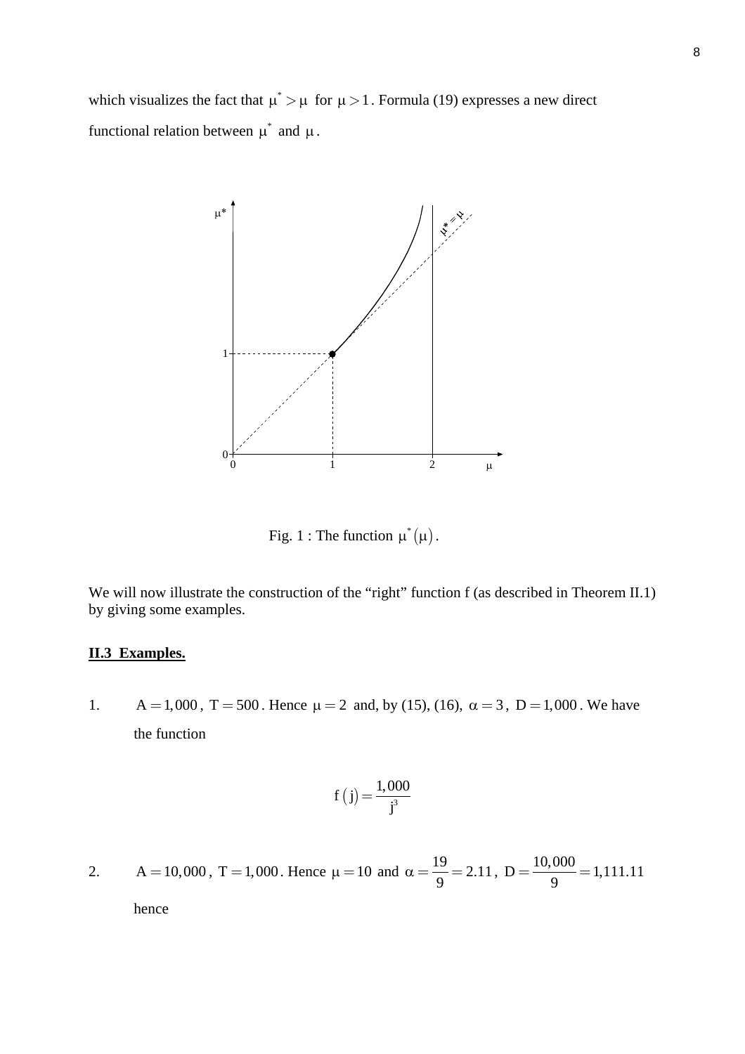which visualizes the fact that $\mu^* > \mu$ for $\mu > 1$. Formula (19) expresses a new direct functional relation between $\mu^*$ and $\mu$.

Fig. 1 : The function $\mu^*(\mu)$.

We will now illustrate the construction of the "right" function f (as described in Theorem II.1) by giving some examples.

## II.3 Examples.

1. $A = 1{,}000$, $T = 500$. Hence $\mu = 2$ and, by (15), (16), $\alpha = 3$, $D = 1{,}000$. We have the function

$$f(j) = \frac{1{,}000}{j^3}$$

2. $A = 10{,}000$, $T = 1{,}000$. Hence $\mu = 10$ and $\alpha = \frac{19}{9} = 2.11$, $D = \frac{10{,}000}{9} = 1{,}111.11$

   hence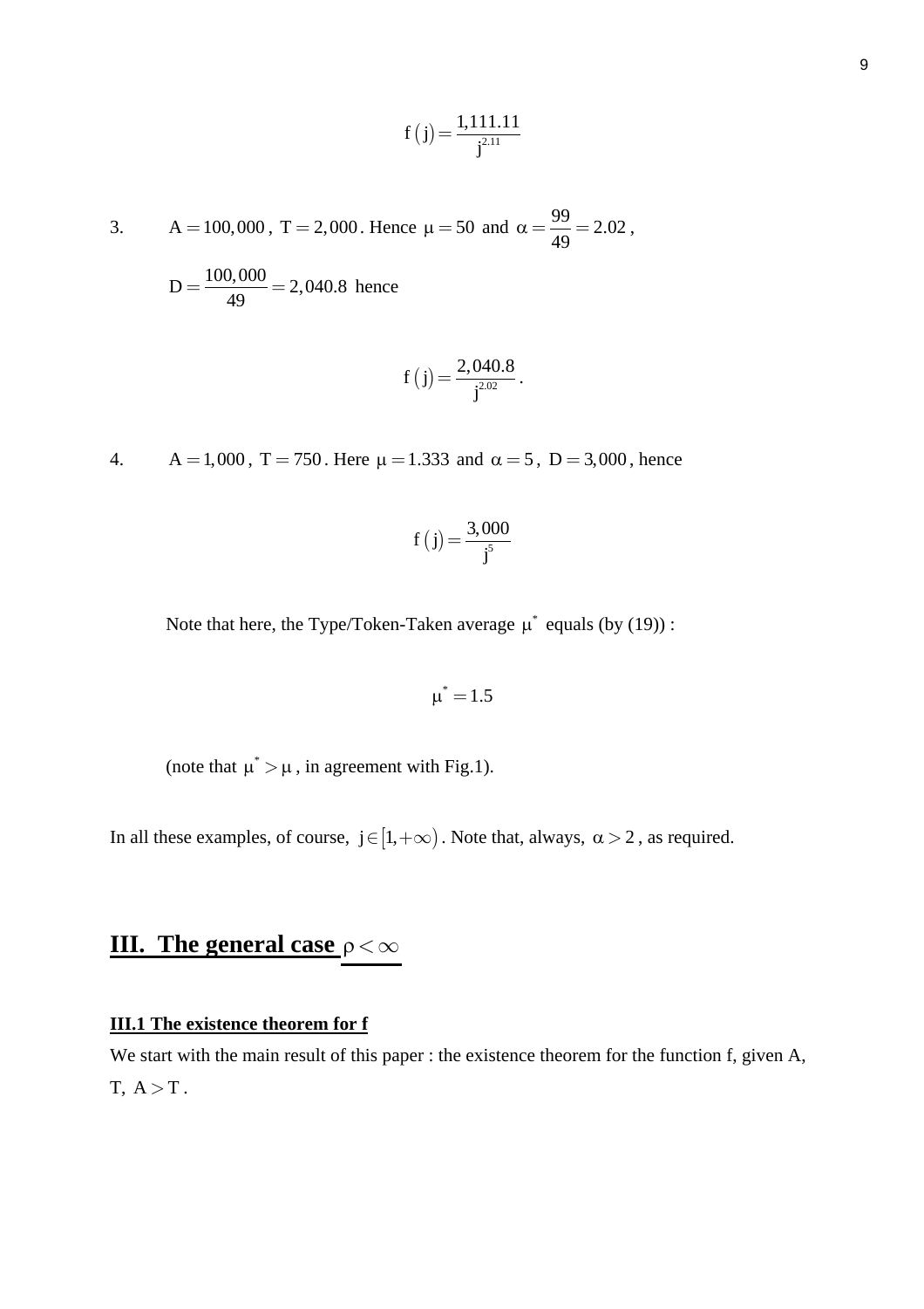$$f(j) = \frac{1{,}111.11}{j^{2.11}}$$

3. $A = 100{,}000$, $T = 2{,}000$. Hence $\mu = 50$ and $\alpha = \frac{99}{49} = 2.02$,

   $D = \frac{100{,}000}{49} = 2{,}040.8$ hence

$$f(j) = \frac{2{,}040.8}{j^{2.02}}.$$

4. $A = 1{,}000$, $T = 750$. Here $\mu = 1.333$ and $\alpha = 5$, $D = 3{,}000$, hence

$$f(j) = \frac{3{,}000}{j^{5}}$$

   Note that here, the Type/Token-Taken average $\mu^*$ equals (by (19)) :

$$\mu^* = 1.5$$

   (note that $\mu^* > \mu$, in agreement with Fig.1).

In all these examples, of course, $j \in [1, +\infty)$. Note that, always, $\alpha > 2$, as required.

# III. The general case $\rho < \infty$

## III.1 The existence theorem for f

We start with the main result of this paper : the existence theorem for the function f, given A, T, $A > T$.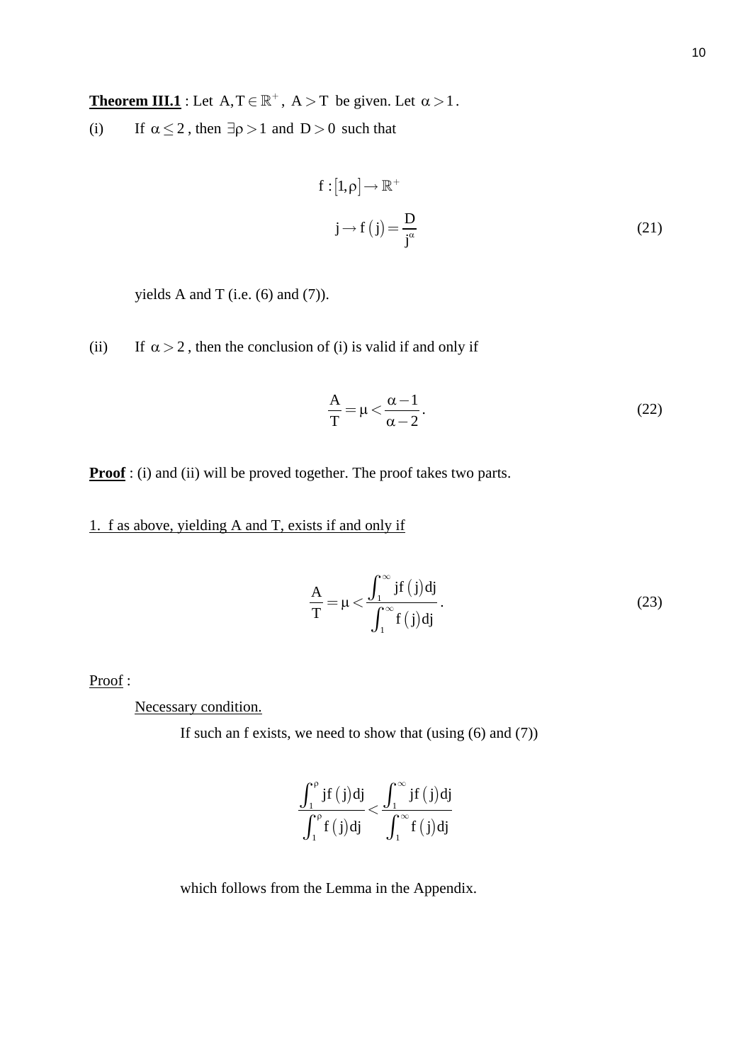**Theorem III.1** : Let $A, T \in \mathbb{R}^+$, $A > T$ be given. Let $\alpha > 1$.

(i) If $\alpha \le 2$, then $\exists \rho > 1$ and $D > 0$ such that

$$f : [1, \rho] \to \mathbb{R}^+$$
$$j \to f(j) = \frac{D}{j^\alpha} \tag{21}$$

yields A and T (i.e. (6) and (7)).

(ii) If $\alpha > 2$, then the conclusion of (i) is valid if and only if

$$\frac{A}{T} = \mu < \frac{\alpha - 1}{\alpha - 2}. \tag{22}$$

**Proof** : (i) and (ii) will be proved together. The proof takes two parts.

1. f as above, yielding A and T, exists if and only if

$$\frac{A}{T} = \mu < \frac{\int_1^\infty j f(j) dj}{\int_1^\infty f(j) dj}. \tag{23}$$

Proof :

Necessary condition.

If such an f exists, we need to show that (using (6) and (7))

$$\frac{\int_1^\rho j f(j) dj}{\int_1^\rho f(j) dj} < \frac{\int_1^\infty j f(j) dj}{\int_1^\infty f(j) dj}$$

which follows from the Lemma in the Appendix.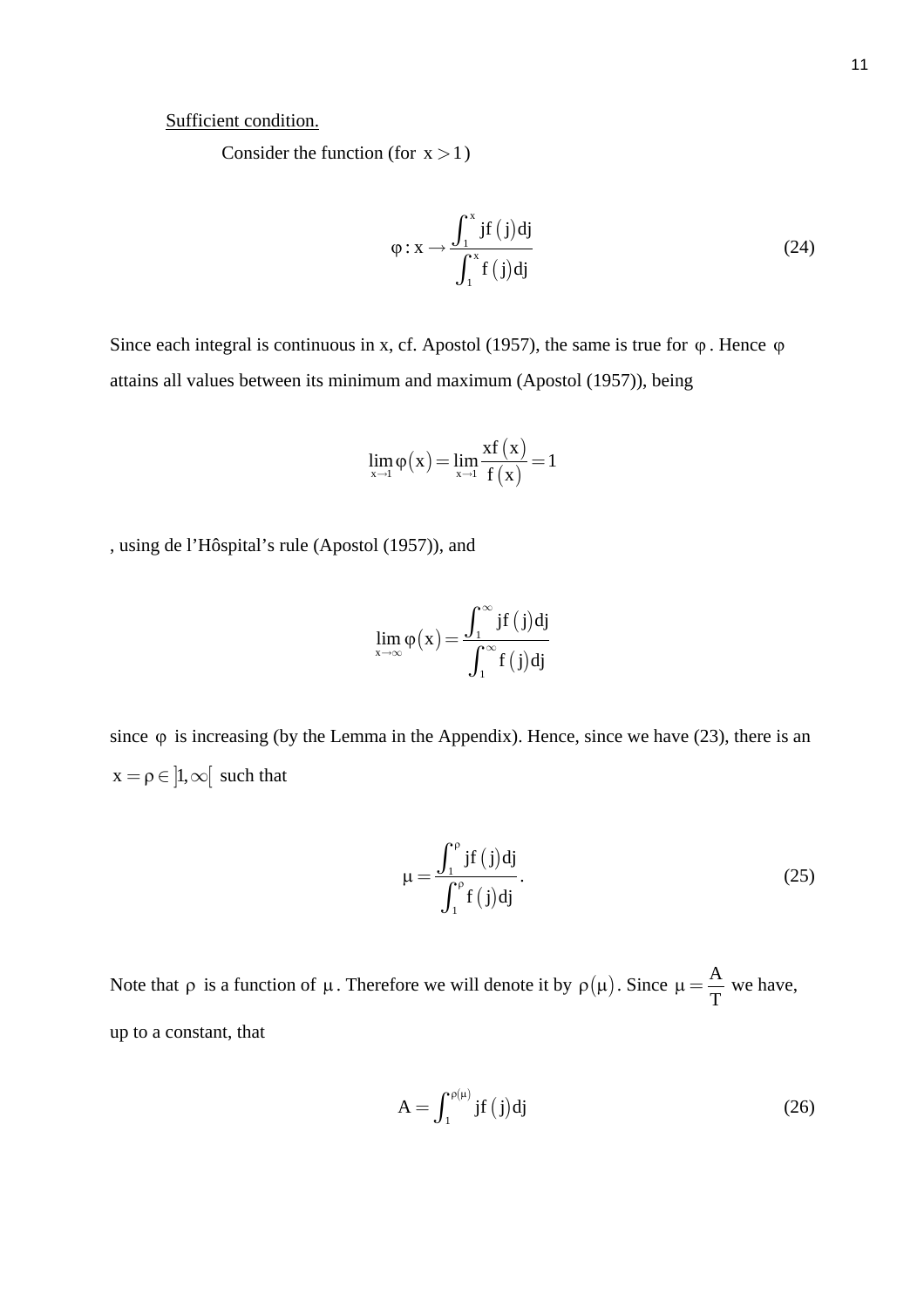Sufficient condition.

Consider the function (for $x > 1$)

$$\varphi : x \to \frac{\int_1^x jf(j)dj}{\int_1^x f(j)dj} \tag{24}$$

Since each integral is continuous in x, cf. Apostol (1957), the same is true for $\varphi$. Hence $\varphi$ attains all values between its minimum and maximum (Apostol (1957)), being

$$\lim_{x \to 1} \varphi(x) = \lim_{x \to 1} \frac{xf(x)}{f(x)} = 1$$

, using de l'Hôspital's rule (Apostol (1957)), and

$$\lim_{x \to \infty} \varphi(x) = \frac{\int_1^\infty jf(j)dj}{\int_1^\infty f(j)dj}$$

since $\varphi$ is increasing (by the Lemma in the Appendix). Hence, since we have (23), there is an $x = \rho \in ]1, \infty[$ such that

$$\mu = \frac{\int_1^\rho jf(j)dj}{\int_1^\rho f(j)dj}. \tag{25}$$

Note that $\rho$ is a function of $\mu$. Therefore we will denote it by $\rho(\mu)$. Since $\mu = \frac{A}{T}$ we have, up to a constant, that

$$A = \int_1^{\rho(\mu)} jf(j)dj \tag{26}$$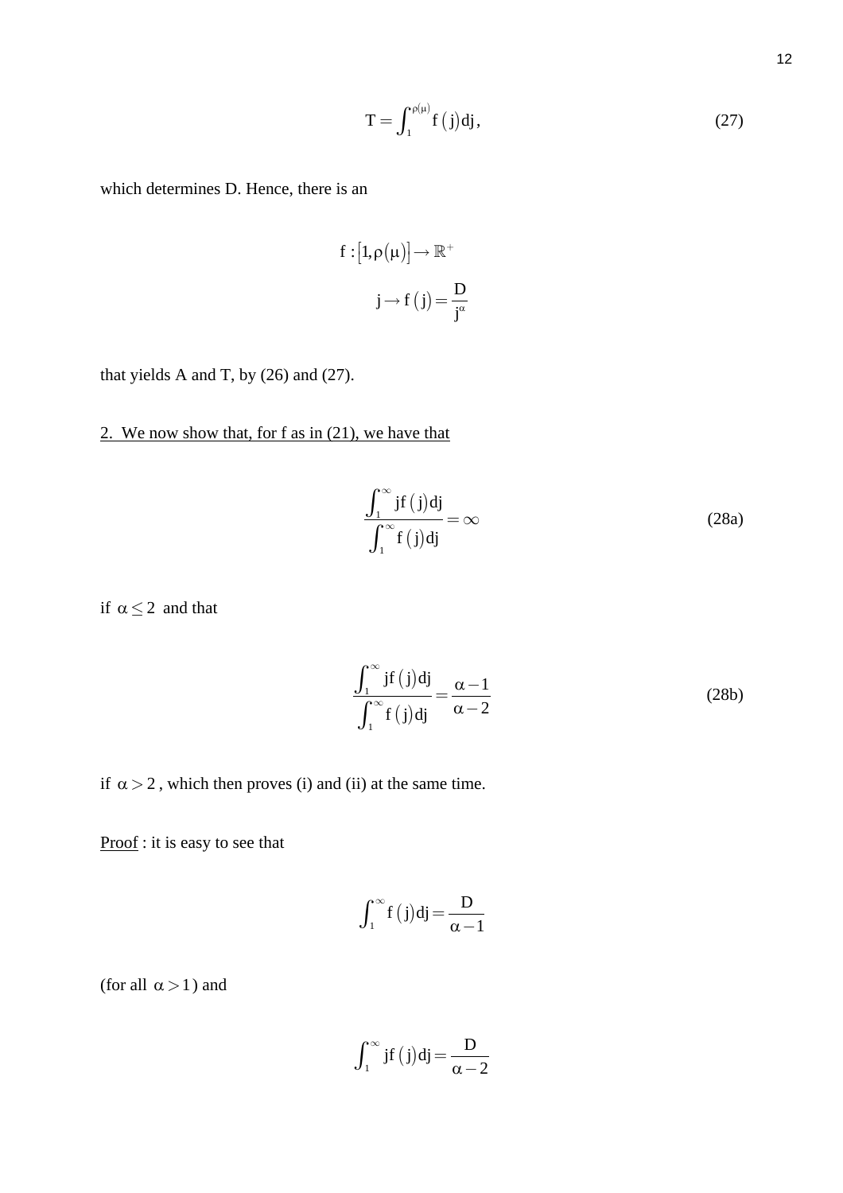$$T = \int_1^{\rho(\mu)} f(j)\,dj, \tag{27}$$

which determines D. Hence, there is an

$$f : [1, \rho(\mu)] \to \mathbb{R}^+$$

$$j \to f(j) = \frac{D}{j^\alpha}$$

that yields A and T, by (26) and (27).

2. We now show that, for f as in (21), we have that

$$\frac{\int_1^\infty j f(j)\,dj}{\int_1^\infty f(j)\,dj} = \infty \tag{28a}$$

if $\alpha \le 2$ and that

$$\frac{\int_1^\infty j f(j)\,dj}{\int_1^\infty f(j)\,dj} = \frac{\alpha - 1}{\alpha - 2} \tag{28b}$$

if $\alpha > 2$, which then proves (i) and (ii) at the same time.

Proof : it is easy to see that

$$\int_1^\infty f(j)\,dj = \frac{D}{\alpha - 1}$$

(for all $\alpha > 1$) and

$$\int_1^\infty j f(j)\,dj = \frac{D}{\alpha - 2}$$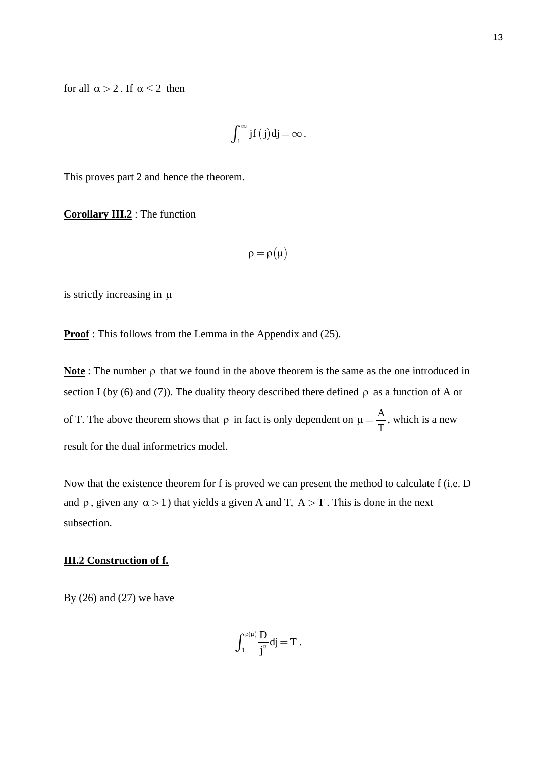for all $\alpha > 2$. If $\alpha \leq 2$ then

$$\int_1^{\infty} j f(j) dj = \infty .$$

This proves part 2 and hence the theorem.

**Corollary III.2** : The function

$$\rho = \rho(\mu)$$

is strictly increasing in $\mu$

**Proof** : This follows from the Lemma in the Appendix and (25).

**Note** : The number $\rho$ that we found in the above theorem is the same as the one introduced in section I (by (6) and (7)). The duality theory described there defined $\rho$ as a function of A or of T. The above theorem shows that $\rho$ in fact is only dependent on $\mu = \frac{A}{T}$, which is a new result for the dual informetrics model.

Now that the existence theorem for f is proved we can present the method to calculate f (i.e. D and $\rho$, given any $\alpha > 1$) that yields a given A and T, $A > T$. This is done in the next subsection.

**III.2 Construction of f.**

By (26) and (27) we have

$$\int_1^{\rho(\mu)} \frac{D}{j^{\alpha}} dj = T .$$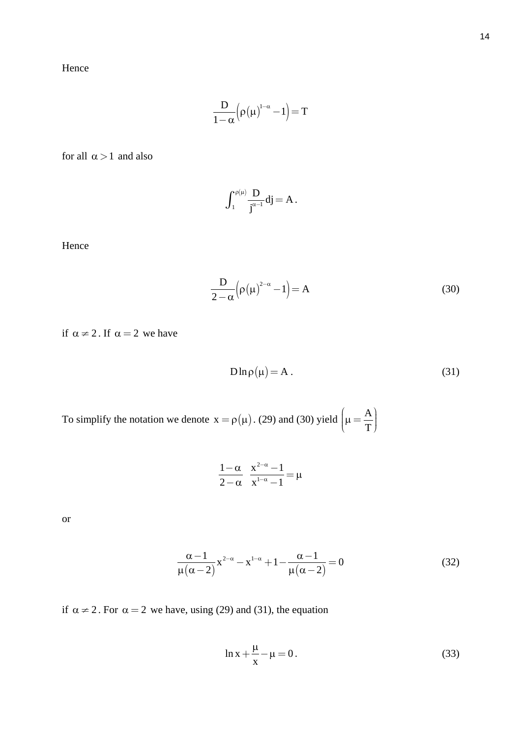Hence

$$\frac{D}{1-\alpha}\left(\rho(\mu)^{1-\alpha}-1\right)=T$$

for all $\alpha>1$ and also

$$\int_{1}^{\rho(\mu)}\frac{D}{j^{\alpha-1}}dj=A\,.$$

Hence

$$\frac{D}{2-\alpha}\left(\rho(\mu)^{2-\alpha}-1\right)=A \tag{30}$$

if $\alpha\neq 2$. If $\alpha=2$ we have

$$D\ln\rho(\mu)=A\,. \tag{31}$$

To simplify the notation we denote $x=\rho(\mu)$. (29) and (30) yield $\left(\mu=\frac{A}{T}\right)$

$$\frac{1-\alpha}{2-\alpha}\;\frac{x^{2-\alpha}-1}{x^{1-\alpha}-1}=\mu$$

or

$$\frac{\alpha-1}{\mu(\alpha-2)}x^{2-\alpha}-x^{1-\alpha}+1-\frac{\alpha-1}{\mu(\alpha-2)}=0 \tag{32}$$

if $\alpha\neq 2$. For $\alpha=2$ we have, using (29) and (31), the equation

$$\ln x+\frac{\mu}{x}-\mu=0\,. \tag{33}$$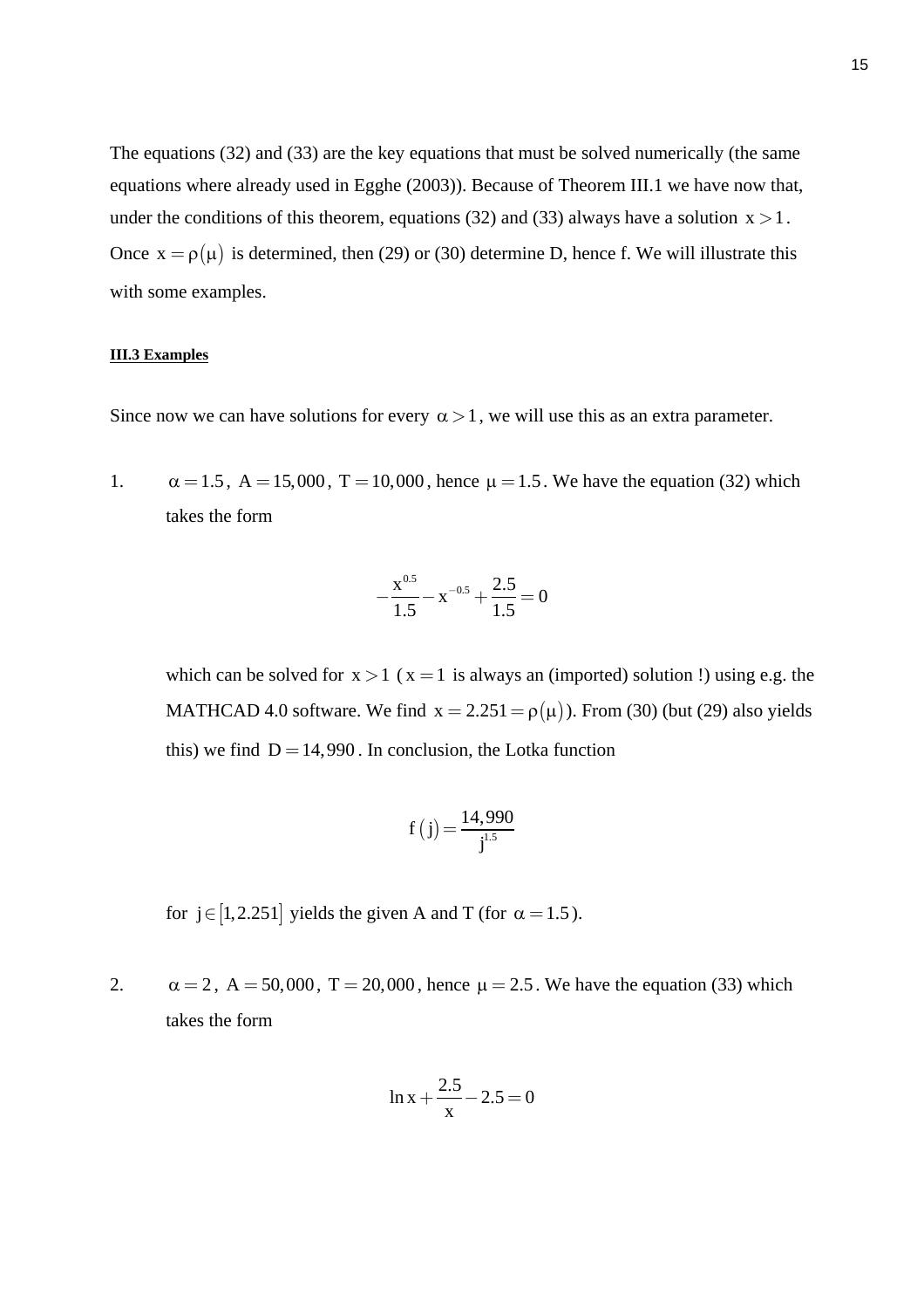The equations (32) and (33) are the key equations that must be solved numerically (the same equations where already used in Egghe (2003)). Because of Theorem III.1 we have now that, under the conditions of this theorem, equations (32) and (33) always have a solution $x > 1$. Once $x = \rho(\mu)$ is determined, then (29) or (30) determine D, hence f. We will illustrate this with some examples.

**III.3 Examples**

Since now we can have solutions for every $\alpha > 1$, we will use this as an extra parameter.

1. $\alpha = 1.5$, $A = 15{,}000$, $T = 10{,}000$, hence $\mu = 1.5$. We have the equation (32) which takes the form

$$-\frac{x^{0.5}}{1.5} - x^{-0.5} + \frac{2.5}{1.5} = 0$$

which can be solved for $x > 1$ ($x = 1$ is always an (imported) solution !) using e.g. the MATHCAD 4.0 software. We find $x = 2.251 = \rho(\mu)$). From (30) (but (29) also yields this) we find $D = 14,990$. In conclusion, the Lotka function

$$f(j) = \frac{14,990}{j^{1.5}}$$

for $j \in [1, 2.251]$ yields the given A and T (for $\alpha = 1.5$).

2. $\alpha = 2$, $A = 50{,}000$, $T = 20{,}000$, hence $\mu = 2.5$. We have the equation (33) which takes the form

$$\ln x + \frac{2.5}{x} - 2.5 = 0$$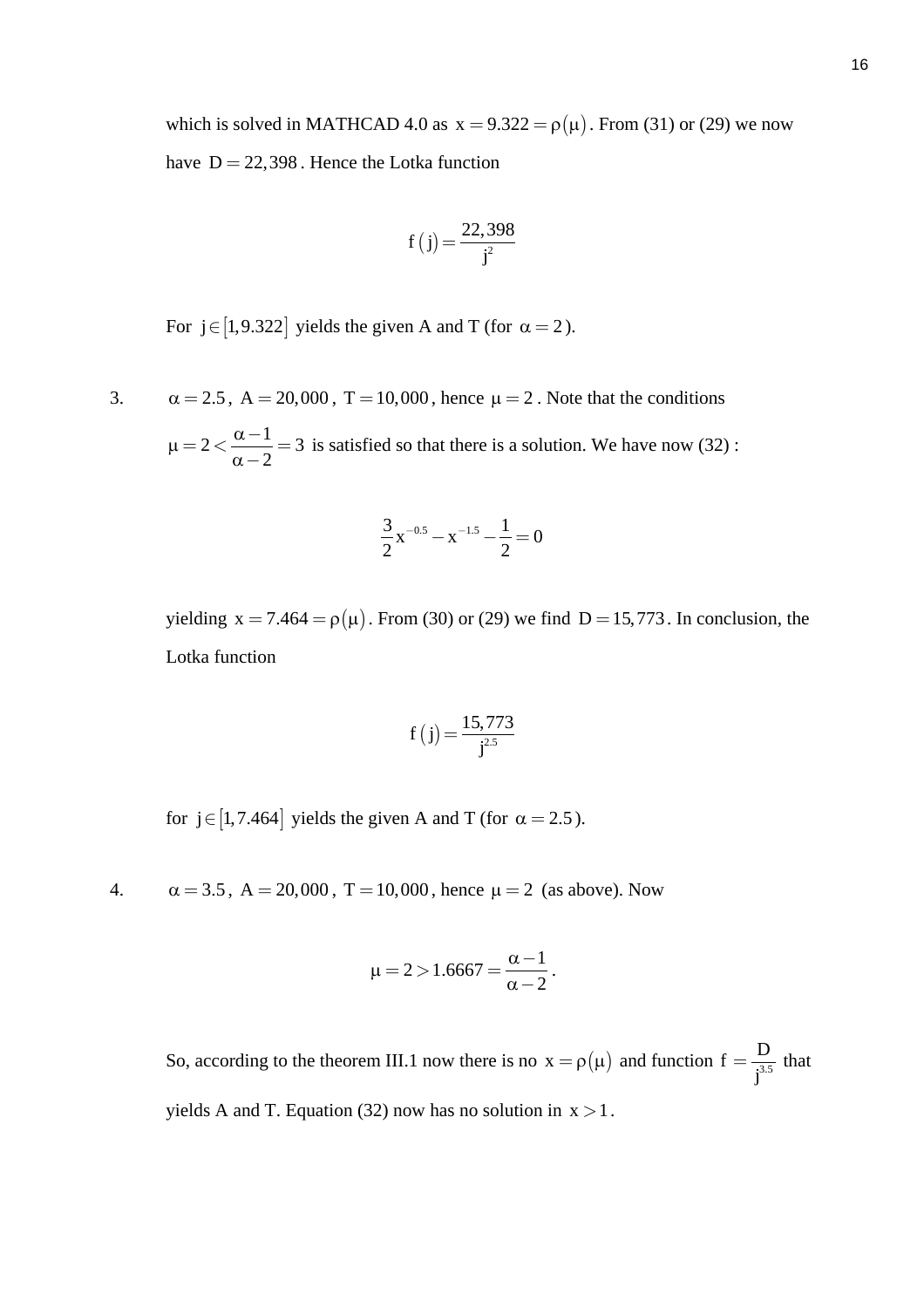which is solved in MATHCAD 4.0 as $x = 9.322 = \rho(\mu)$. From (31) or (29) we now have $D = 22{,}398$. Hence the Lotka function

$$f(j) = \frac{22{,}398}{j^2}$$

For $j \in [1, 9.322]$ yields the given A and T (for $\alpha = 2$).

3. $\alpha = 2.5$, $A = 20{,}000$, $T = 10{,}000$, hence $\mu = 2$. Note that the conditions $\mu = 2 < \frac{\alpha - 1}{\alpha - 2} = 3$ is satisfied so that there is a solution. We have now (32) :

$$\frac{3}{2}x^{-0.5} - x^{-1.5} - \frac{1}{2} = 0$$

yielding $x = 7.464 = \rho(\mu)$. From (30) or (29) we find $D = 15{,}773$. In conclusion, the Lotka function

$$f(j) = \frac{15{,}773}{j^{2.5}}$$

for $j \in [1, 7.464]$ yields the given A and T (for $\alpha = 2.5$).

4. $\alpha = 3.5$, $A = 20{,}000$, $T = 10{,}000$, hence $\mu = 2$ (as above). Now

$$\mu = 2 > 1.6667 = \frac{\alpha - 1}{\alpha - 2}.$$

So, according to the theorem III.1 now there is no $x = \rho(\mu)$ and function $f = \frac{D}{j^{3.5}}$ that yields A and T. Equation (32) now has no solution in $x > 1$.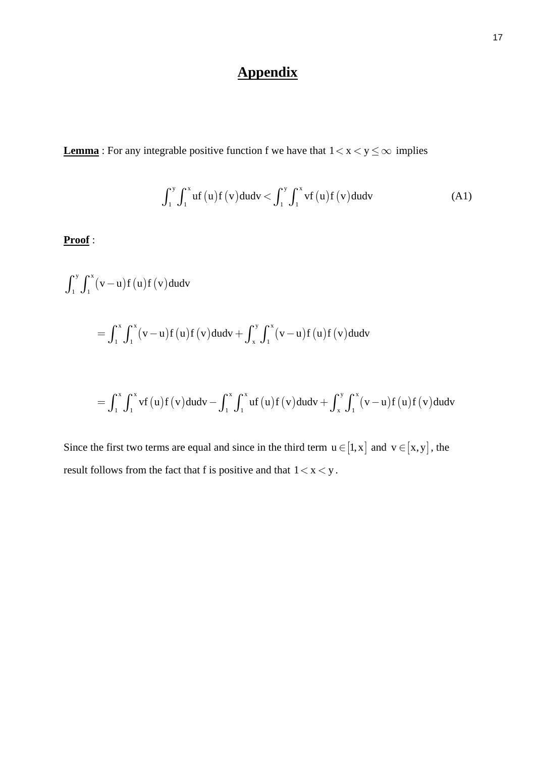# Appendix

**Lemma** : For any integrable positive function f we have that $1 < x < y \le \infty$ implies

$$\int_1^y \int_1^x u f(u) f(v) du dv < \int_1^y \int_1^x v f(u) f(v) du dv \tag{A1}$$

**Proof** :

$$\int_1^y \int_1^x (v-u) f(u) f(v) du dv$$

$$= \int_1^x \int_1^x (v-u) f(u) f(v) du dv + \int_x^y \int_1^x (v-u) f(u) f(v) du dv$$

$$= \int_1^x \int_1^x v f(u) f(v) du dv - \int_1^x \int_1^x u f(u) f(v) du dv + \int_x^y \int_1^x (v-u) f(u) f(v) du dv$$

Since the first two terms are equal and since in the third term $u \in [1, x]$ and $v \in [x, y]$, the result follows from the fact that f is positive and that $1 < x < y$.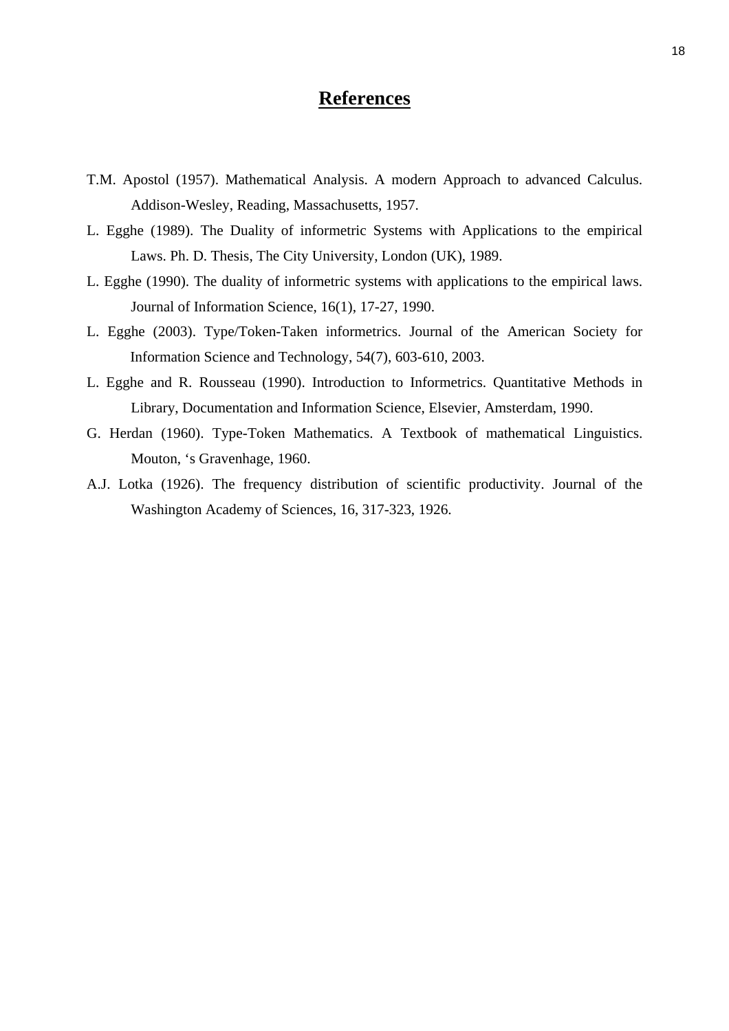# References

T.M. Apostol (1957). Mathematical Analysis. A modern Approach to advanced Calculus. Addison-Wesley, Reading, Massachusetts, 1957.

L. Egghe (1989). The Duality of informetric Systems with Applications to the empirical Laws. Ph. D. Thesis, The City University, London (UK), 1989.

L. Egghe (1990). The duality of informetric systems with applications to the empirical laws. Journal of Information Science, 16(1), 17-27, 1990.

L. Egghe (2003). Type/Token-Taken informetrics. Journal of the American Society for Information Science and Technology, 54(7), 603-610, 2003.

L. Egghe and R. Rousseau (1990). Introduction to Informetrics. Quantitative Methods in Library, Documentation and Information Science, Elsevier, Amsterdam, 1990.

G. Herdan (1960). Type-Token Mathematics. A Textbook of mathematical Linguistics. Mouton, 's Gravenhage, 1960.

A.J. Lotka (1926). The frequency distribution of scientific productivity. Journal of the Washington Academy of Sciences, 16, 317-323, 1926.